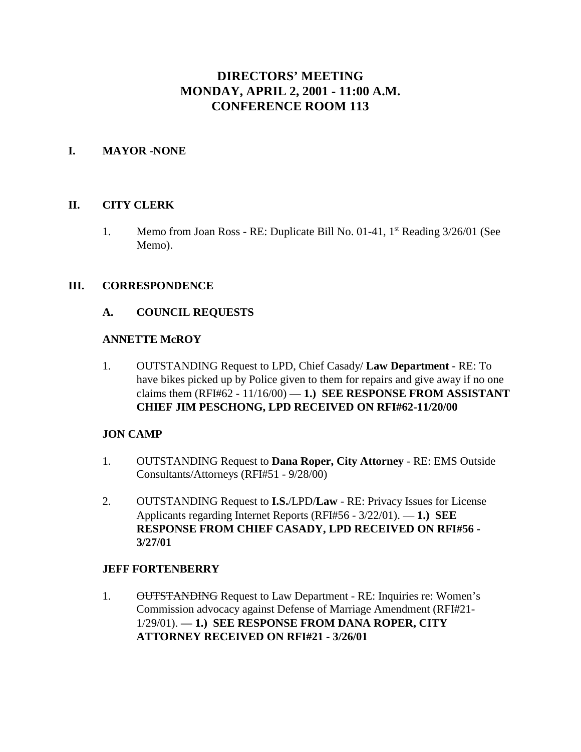# DIRECTORS' MEETING
# MONDAY, APRIL 2, 2001 - 11:00 A.M.
# CONFERENCE ROOM 113

## I. MAYOR -NONE

## II. CITY CLERK

1. Memo from Joan Ross - RE: Duplicate Bill No. 01-41, 1st Reading 3/26/01 (See Memo).

## III. CORRESPONDENCE

### A. COUNCIL REQUESTS

**ANNETTE McROY**

1. OUTSTANDING Request to LPD, Chief Casady/ **Law Department** - RE: To have bikes picked up by Police given to them for repairs and give away if no one claims them (RFI#62 - 11/16/00) — **1.) SEE RESPONSE FROM ASSISTANT CHIEF JIM PESCHONG, LPD RECEIVED ON RFI#62-11/20/00**

**JON CAMP**

1. OUTSTANDING Request to **Dana Roper, City Attorney** - RE: EMS Outside Consultants/Attorneys (RFI#51 - 9/28/00)

2. OUTSTANDING Request to **I.S.**/LPD/**Law** - RE: Privacy Issues for License Applicants regarding Internet Reports (RFI#56 - 3/22/01). — **1.) SEE RESPONSE FROM CHIEF CASADY, LPD RECEIVED ON RFI#56 - 3/27/01**

**JEFF FORTENBERRY**

1. ~~OUTSTANDING~~ Request to Law Department - RE: Inquiries re: Women's Commission advocacy against Defense of Marriage Amendment (RFI#21-1/29/01). **— 1.) SEE RESPONSE FROM DANA ROPER, CITY ATTORNEY RECEIVED ON RFI#21 - 3/26/01**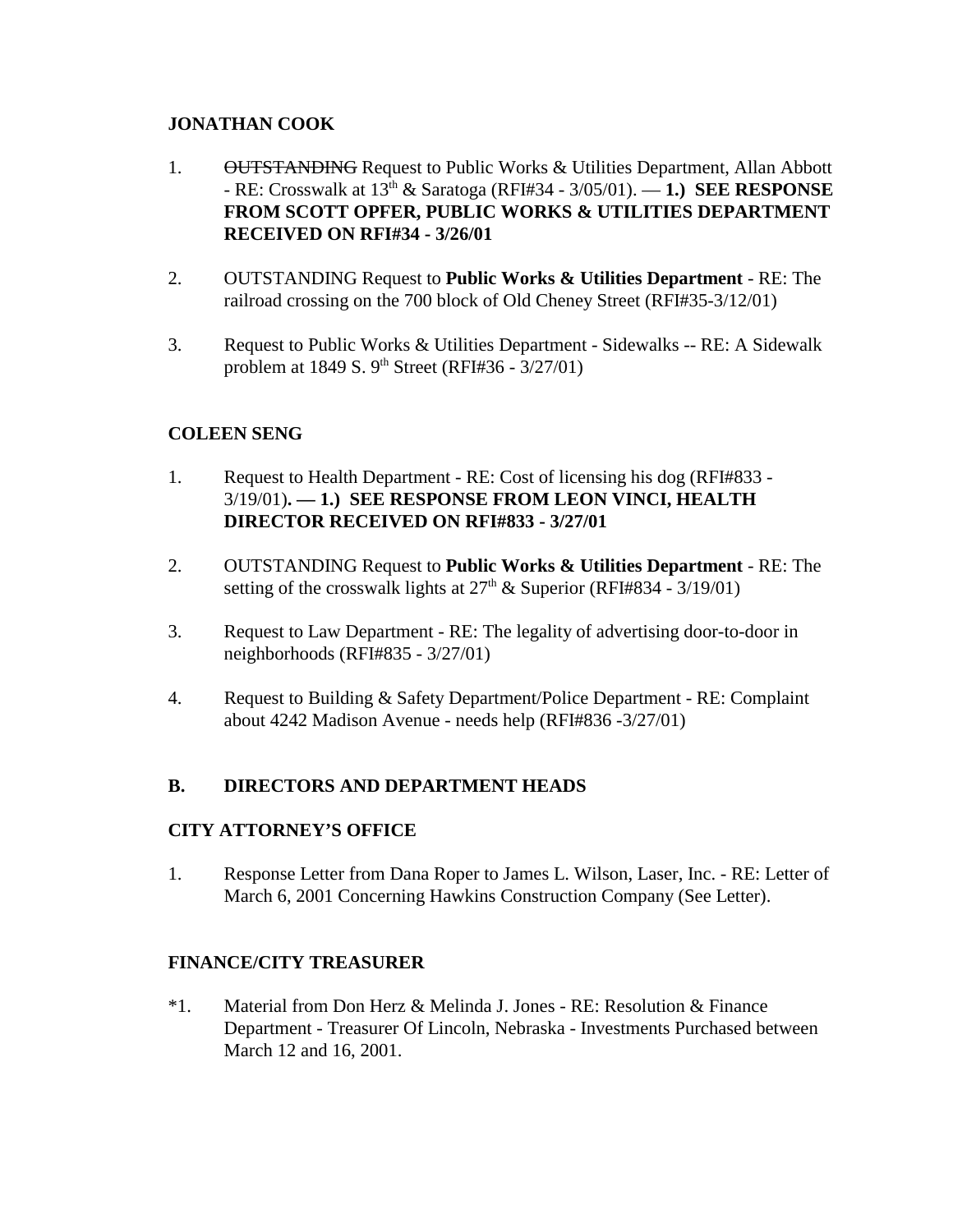**JONATHAN COOK**

1. ~~OUTSTANDING~~ Request to Public Works & Utilities Department, Allan Abbott - RE: Crosswalk at 13th & Saratoga (RFI#34 - 3/05/01). — **1.) SEE RESPONSE FROM SCOTT OPFER, PUBLIC WORKS & UTILITIES DEPARTMENT RECEIVED ON RFI#34 - 3/26/01**

2. OUTSTANDING Request to **Public Works & Utilities Department** - RE: The railroad crossing on the 700 block of Old Cheney Street (RFI#35-3/12/01)

3. Request to Public Works & Utilities Department - Sidewalks -- RE: A Sidewalk problem at 1849 S. 9th Street (RFI#36 - 3/27/01)

**COLEEN SENG**

1. Request to Health Department - RE: Cost of licensing his dog (RFI#833 - 3/19/01)**. — 1.) SEE RESPONSE FROM LEON VINCI, HEALTH DIRECTOR RECEIVED ON RFI#833 - 3/27/01**

2. OUTSTANDING Request to **Public Works & Utilities Department** - RE: The setting of the crosswalk lights at 27th & Superior (RFI#834 - 3/19/01)

3. Request to Law Department - RE: The legality of advertising door-to-door in neighborhoods (RFI#835 - 3/27/01)

4. Request to Building & Safety Department/Police Department - RE: Complaint about 4242 Madison Avenue - needs help (RFI#836 -3/27/01)

**B. DIRECTORS AND DEPARTMENT HEADS**

**CITY ATTORNEY'S OFFICE**

1. Response Letter from Dana Roper to James L. Wilson, Laser, Inc. - RE: Letter of March 6, 2001 Concerning Hawkins Construction Company (See Letter).

**FINANCE/CITY TREASURER**

*1. Material from Don Herz & Melinda J. Jones - RE: Resolution & Finance Department - Treasurer Of Lincoln, Nebraska - Investments Purchased between March 12 and 16, 2001.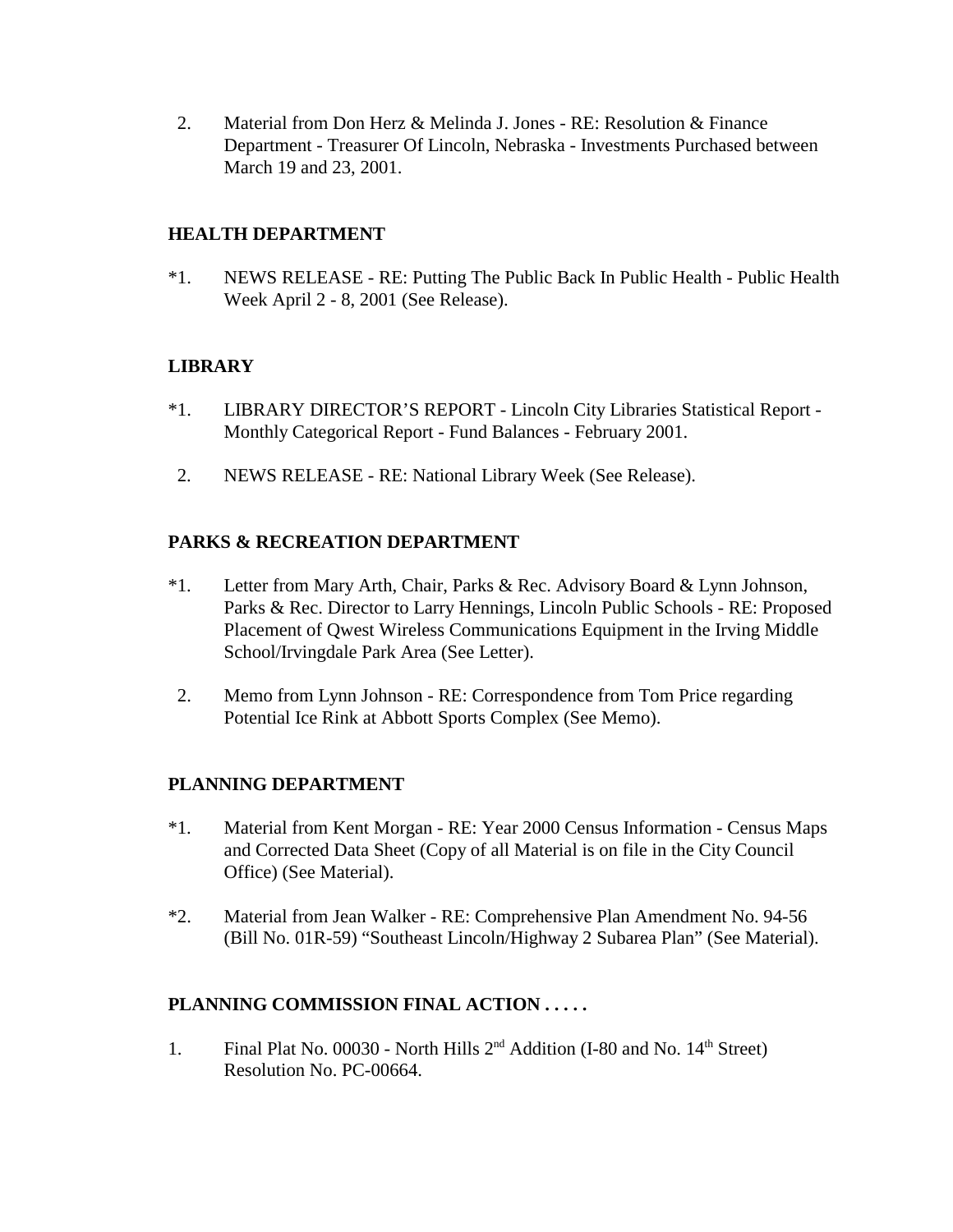2. Material from Don Herz & Melinda J. Jones - RE: Resolution & Finance Department - Treasurer Of Lincoln, Nebraska - Investments Purchased between March 19 and 23, 2001.

**HEALTH DEPARTMENT**

*1. NEWS RELEASE - RE: Putting The Public Back In Public Health - Public Health Week April 2 - 8, 2001 (See Release).

**LIBRARY**

*1. LIBRARY DIRECTOR'S REPORT - Lincoln City Libraries Statistical Report - Monthly Categorical Report - Fund Balances - February 2001.

2. NEWS RELEASE - RE: National Library Week (See Release).

**PARKS & RECREATION DEPARTMENT**

*1. Letter from Mary Arth, Chair, Parks & Rec. Advisory Board & Lynn Johnson, Parks & Rec. Director to Larry Hennings, Lincoln Public Schools - RE: Proposed Placement of Qwest Wireless Communications Equipment in the Irving Middle School/Irvingdale Park Area (See Letter).

2. Memo from Lynn Johnson - RE: Correspondence from Tom Price regarding Potential Ice Rink at Abbott Sports Complex (See Memo).

**PLANNING DEPARTMENT**

*1. Material from Kent Morgan - RE: Year 2000 Census Information - Census Maps and Corrected Data Sheet (Copy of all Material is on file in the City Council Office) (See Material).

*2. Material from Jean Walker - RE: Comprehensive Plan Amendment No. 94-56 (Bill No. 01R-59) "Southeast Lincoln/Highway 2 Subarea Plan" (See Material).

**PLANNING COMMISSION FINAL ACTION . . . . .**

1. Final Plat No. 00030 - North Hills 2nd Addition (I-80 and No. 14th Street) Resolution No. PC-00664.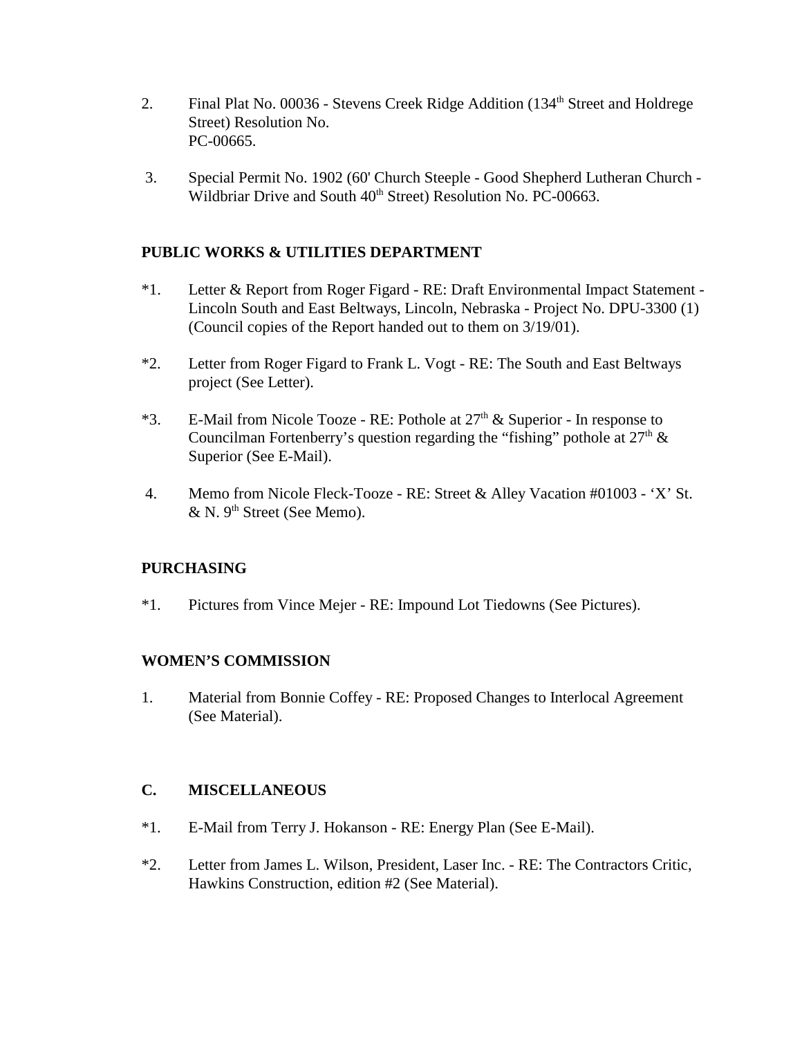2. Final Plat No. 00036 - Stevens Creek Ridge Addition (134th Street and Holdrege Street) Resolution No. PC-00665.

3. Special Permit No. 1902 (60' Church Steeple - Good Shepherd Lutheran Church - Wildbriar Drive and South 40th Street) Resolution No. PC-00663.

**PUBLIC WORKS & UTILITIES DEPARTMENT**

*1. Letter & Report from Roger Figard - RE: Draft Environmental Impact Statement - Lincoln South and East Beltways, Lincoln, Nebraska - Project No. DPU-3300 (1) (Council copies of the Report handed out to them on 3/19/01).

*2. Letter from Roger Figard to Frank L. Vogt - RE: The South and East Beltways project (See Letter).

*3. E-Mail from Nicole Tooze - RE: Pothole at 27th & Superior - In response to Councilman Fortenberry's question regarding the "fishing" pothole at 27th & Superior (See E-Mail).

4. Memo from Nicole Fleck-Tooze - RE: Street & Alley Vacation #01003 - 'X' St. & N. 9th Street (See Memo).

**PURCHASING**

*1. Pictures from Vince Mejer - RE: Impound Lot Tiedowns (See Pictures).

**WOMEN'S COMMISSION**

1. Material from Bonnie Coffey - RE: Proposed Changes to Interlocal Agreement (See Material).

**C. MISCELLANEOUS**

*1. E-Mail from Terry J. Hokanson - RE: Energy Plan (See E-Mail).

*2. Letter from James L. Wilson, President, Laser Inc. - RE: The Contractors Critic, Hawkins Construction, edition #2 (See Material).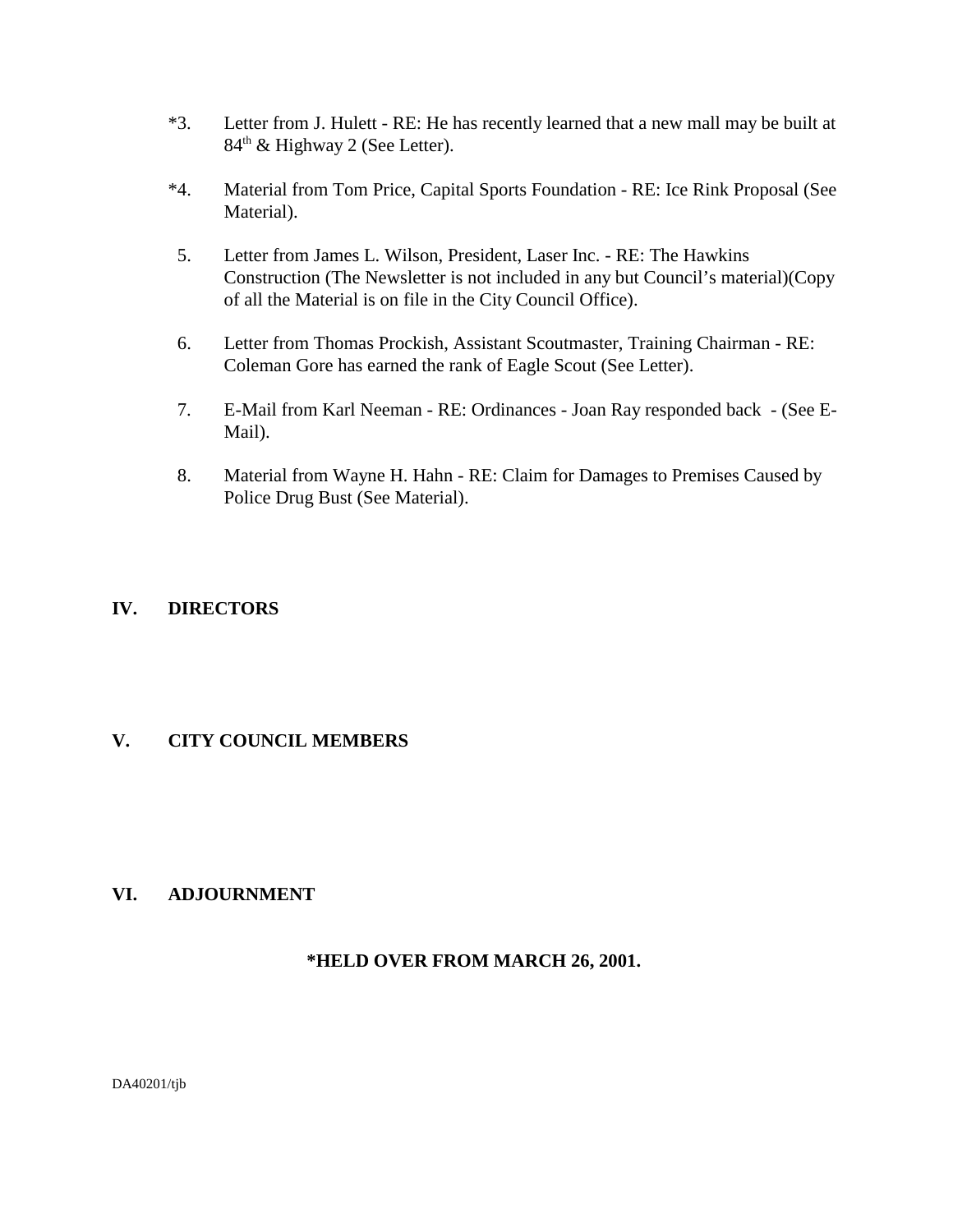*3. Letter from J. Hulett - RE: He has recently learned that a new mall may be built at 84th & Highway 2 (See Letter).

*4. Material from Tom Price, Capital Sports Foundation - RE: Ice Rink Proposal (See Material).

5. Letter from James L. Wilson, President, Laser Inc. - RE: The Hawkins Construction (The Newsletter is not included in any but Council's material)(Copy of all the Material is on file in the City Council Office).

6. Letter from Thomas Prockish, Assistant Scoutmaster, Training Chairman - RE: Coleman Gore has earned the rank of Eagle Scout (See Letter).

7. E-Mail from Karl Neeman - RE: Ordinances - Joan Ray responded back - (See E-Mail).

8. Material from Wayne H. Hahn - RE: Claim for Damages to Premises Caused by Police Drug Bust (See Material).

## IV. DIRECTORS

## V. CITY COUNCIL MEMBERS

## VI. ADJOURNMENT

**\*HELD OVER FROM MARCH 26, 2001.**

DA40201/tjb